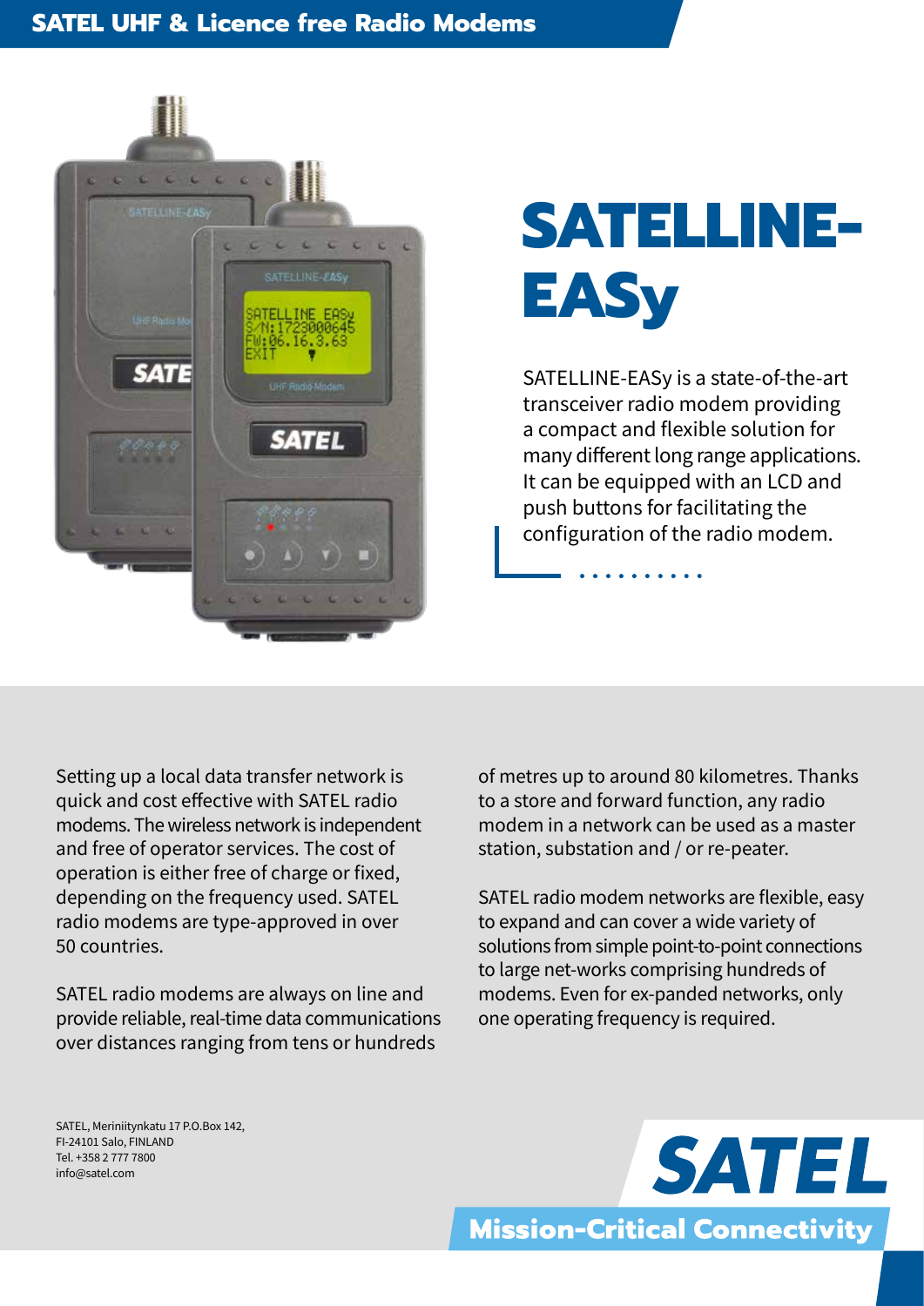SATEL UHF & Licence free Radio Modems

# SATELLINE-EASy

SATELLINE-EASy is a state-of-the-art transceiver radio modem providing a compact and flexible solution for many different long range applications. It can be equipped with an LCD and push buttons for facilitating the configuration of the radio modem.

Setting up a local data transfer network is quick and cost effective with SATEL radio modems. The wireless network is independent and free of operator services. The cost of operation is either free of charge or fixed, depending on the frequency used. SATEL radio modems are type-approved in over 50 countries.

SATEL radio modems are always on line and provide reliable, real-time data communications over distances ranging from tens or hundreds of metres up to around 80 kilometres. Thanks to a store and forward function, any radio modem in a network can be used as a master station, substation and / or re-peater.

SATEL radio modem networks are flexible, easy to expand and can cover a wide variety of solutions from simple point-to-point connections to large net-works comprising hundreds of modems. Even for ex-panded networks, only one operating frequency is required.

SATEL, Meriniitynkatu 17 P.O.Box 142,
FI-24101 Salo, FINLAND
Tel. +358 2 777 7800
info@satel.com

**SATEL**
Mission-Critical Connectivity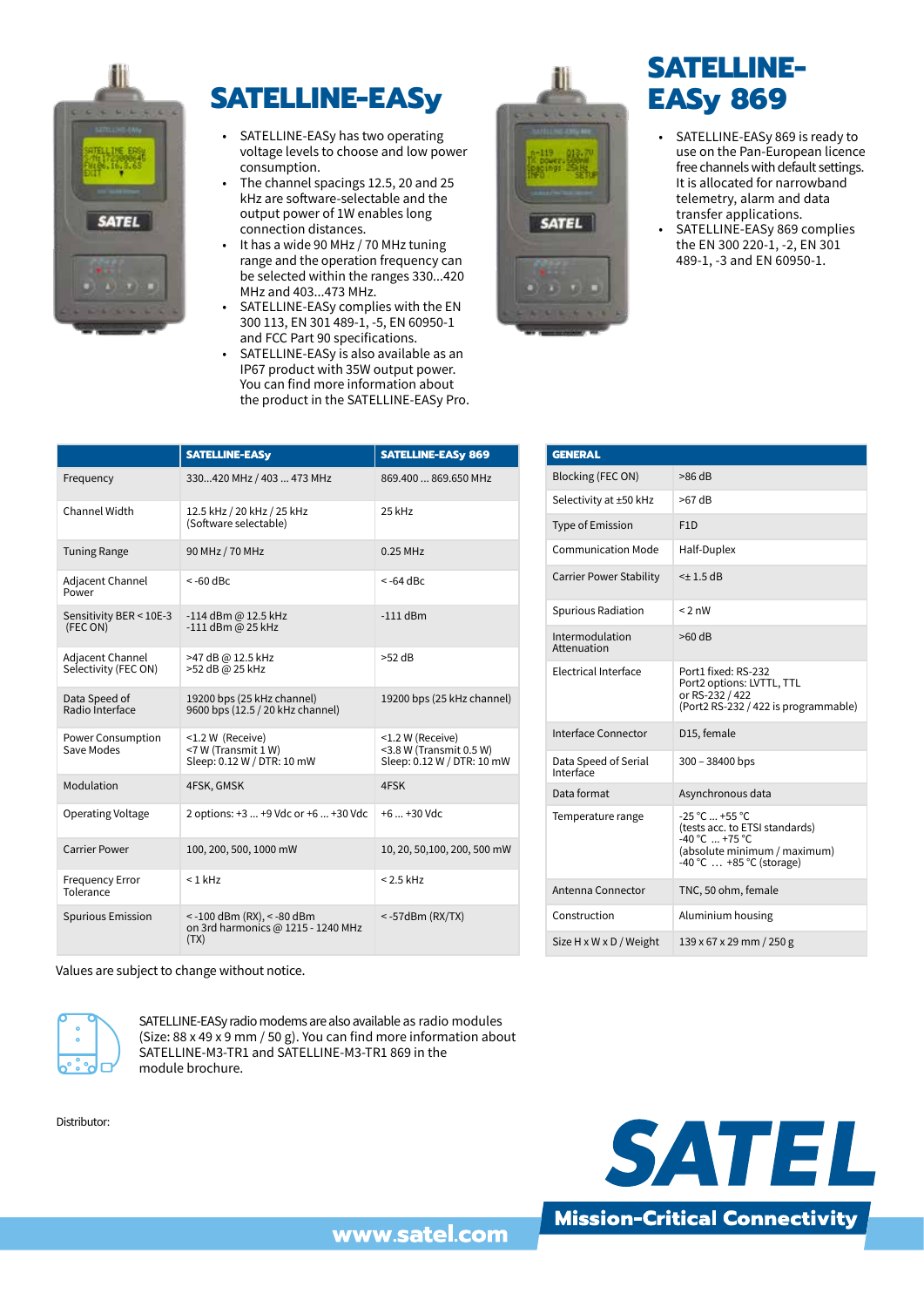# SATELLINE-EASy

- SATELLINE-EASy has two operating voltage levels to choose and low power consumption.
- The channel spacings 12.5, 20 and 25 kHz are software-selectable and the output power of 1W enables long connection distances.
- It has a wide 90 MHz / 70 MHz tuning range and the operation frequency can be selected within the ranges 330...420 MHz and 403...473 MHz.
- SATELLINE-EASy complies with the EN 300 113, EN 301 489-1, -5, EN 60950-1 and FCC Part 90 specifications.
- SATELLINE-EASy is also available as an IP67 product with 35W output power. You can find more information about the product in the SATELLINE-EASy Pro.

# SATELLINE-EASy 869

- SATELLINE-EASy 869 is ready to use on the Pan-European licence free channels with default settings. It is allocated for narrowband telemetry, alarm and data transfer applications.
- SATELLINE-EASy 869 complies the EN 300 220-1, -2, EN 301 489-1, -3 and EN 60950-1.

| | SATELLINE-EASy | SATELLINE-EASy 869 |
|---|---|---|
| Frequency | 330...420 MHz / 403 ... 473 MHz | 869.400 ... 869.650 MHz |
| Channel Width | 12.5 kHz / 20 kHz / 25 kHz (Software selectable) | 25 kHz |
| Tuning Range | 90 MHz / 70 MHz | 0.25 MHz |
| Adjacent Channel Power | < -60 dBc | < -64 dBc |
| Sensitivity BER < 10E-3 (FEC ON) | -114 dBm @ 12.5 kHz<br>-111 dBm @ 25 kHz | -111 dBm |
| Adjacent Channel Selectivity (FEC ON) | >47 dB @ 12.5 kHz<br>>52 dB @ 25 kHz | >52 dB |
| Data Speed of Radio Interface | 19200 bps (25 kHz channel)<br>9600 bps (12.5 / 20 kHz channel) | 19200 bps (25 kHz channel) |
| Power Consumption Save Modes | <1.2 W (Receive)<br><7 W (Transmit 1 W)<br>Sleep: 0.12 W / DTR: 10 mW | <1.2 W (Receive)<br><3.8 W (Transmit 0.5 W)<br>Sleep: 0.12 W / DTR: 10 mW |
| Modulation | 4FSK, GMSK | 4FSK |
| Operating Voltage | 2 options: +3 ... +9 Vdc or +6 ... +30 Vdc | +6 ... +30 Vdc |
| Carrier Power | 100, 200, 500, 1000 mW | 10, 20, 50,100, 200, 500 mW |
| Frequency Error Tolerance | < 1 kHz | < 2.5 kHz |
| Spurious Emission | < -100 dBm (RX), < -80 dBm on 3rd harmonics @ 1215 - 1240 MHz (TX) | < -57dBm (RX/TX) |

| GENERAL | |
|---|---|
| Blocking (FEC ON) | >86 dB |
| Selectivity at ±50 kHz | >67 dB |
| Type of Emission | F1D |
| Communication Mode | Half-Duplex |
| Carrier Power Stability | <± 1.5 dB |
| Spurious Radiation | < 2 nW |
| Intermodulation Attenuation | >60 dB |
| Electrical Interface | Port1 fixed: RS-232<br>Port2 options: LVTTL, TTL or RS-232 / 422<br>(Port2 RS-232 / 422 is programmable) |
| Interface Connector | D15, female |
| Data Speed of Serial Interface | 300 – 38400 bps |
| Data format | Asynchronous data |
| Temperature range | -25 °C ... +55 °C<br>(tests acc. to ETSI standards)<br>-40 °C ... +75 °C<br>(absolute minimum / maximum)<br>-40 °C ... +85 °C (storage) |
| Antenna Connector | TNC, 50 ohm, female |
| Construction | Aluminium housing |
| Size H x W x D / Weight | 139 x 67 x 29 mm / 250 g |

Values are subject to change without notice.

SATELLINE-EASy radio modems are also available as radio modules (Size: 88 x 49 x 9 mm / 50 g). You can find more information about SATELLINE-M3-TR1 and SATELLINE-M3-TR1 869 in the module brochure.

Distributor:

SATEL

Mission-Critical Connectivity

www.satel.com